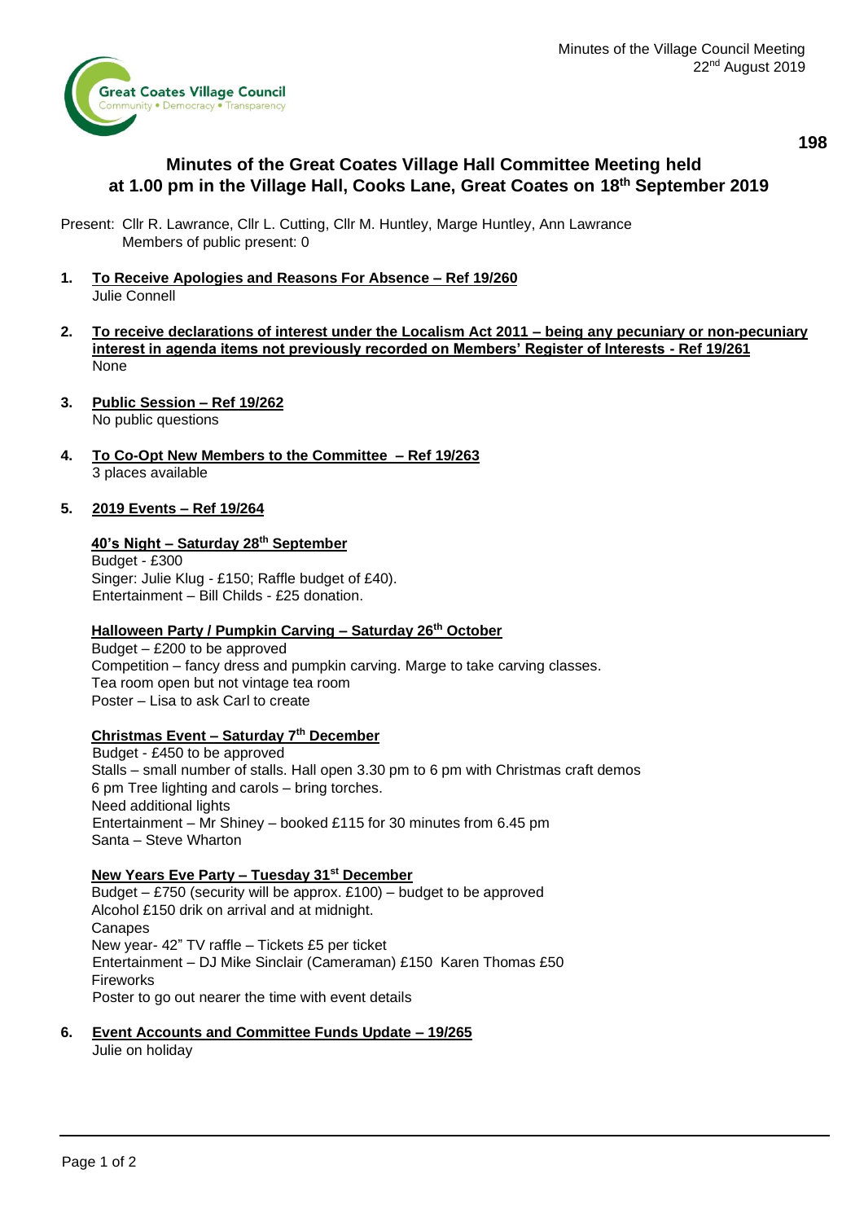# Minutes of the Great Coates Village Hall Committee Meeting held at 1.00 pm in the Village Hall, Cooks Lane, Great Coates on 18th September 2019

Present: Cllr R. Lawrance, Cllr L. Cutting, Cllr M. Huntley, Marge Huntley, Ann Lawrance
Members of public present: 0

**1. To Receive Apologies and Reasons For Absence – Ref 19/260**

Julie Connell

**2. To receive declarations of interest under the Localism Act 2011 – being any pecuniary or non-pecuniary interest in agenda items not previously recorded on Members' Register of Interests - Ref 19/261**

None

**3. Public Session – Ref 19/262**

No public questions

**4. To Co-Opt New Members to the Committee – Ref 19/263**

3 places available

**5. 2019 Events – Ref 19/264**

**40's Night – Saturday 28th September**

Budget - £300
Singer: Julie Klug - £150; Raffle budget of £40).
Entertainment – Bill Childs - £25 donation.

**Halloween Party / Pumpkin Carving – Saturday 26th October**

Budget – £200 to be approved
Competition – fancy dress and pumpkin carving. Marge to take carving classes.
Tea room open but not vintage tea room
Poster – Lisa to ask Carl to create

**Christmas Event – Saturday 7th December**

Budget - £450 to be approved
Stalls – small number of stalls. Hall open 3.30 pm to 6 pm with Christmas craft demos
6 pm Tree lighting and carols – bring torches.
Need additional lights
Entertainment – Mr Shiney – booked £115 for 30 minutes from 6.45 pm
Santa – Steve Wharton

**New Years Eve Party – Tuesday 31st December**

Budget – £750 (security will be approx. £100) – budget to be approved
Alcohol £150 drik on arrival and at midnight.
Canapes
New year- 42" TV raffle – Tickets £5 per ticket
Entertainment – DJ Mike Sinclair (Cameraman) £150 Karen Thomas £50
Fireworks
Poster to go out nearer the time with event details

**6. Event Accounts and Committee Funds Update – 19/265**

Julie on holiday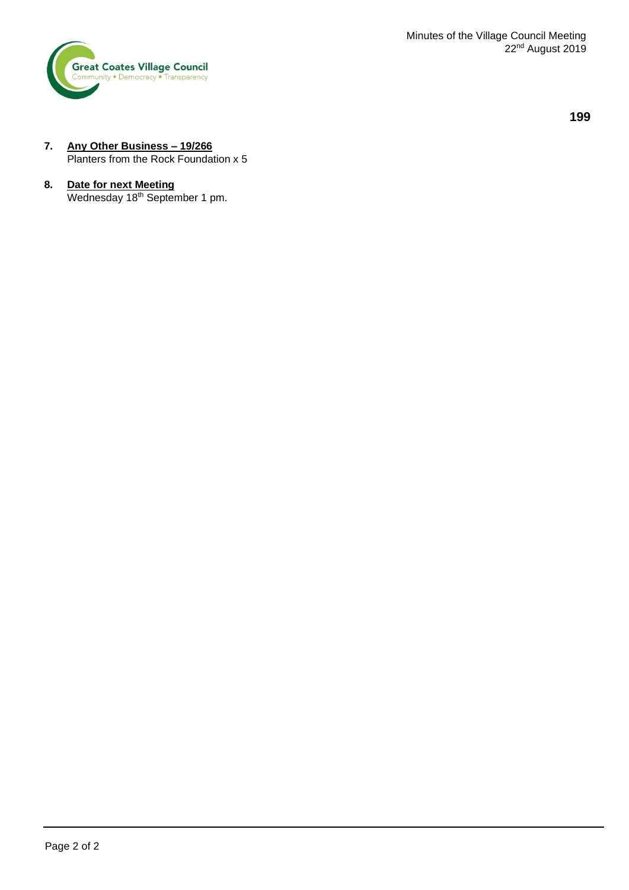7. **Any Other Business – 19/266**
   Planters from the Rock Foundation x 5

8. **Date for next Meeting**
   Wednesday 18th September 1 pm.